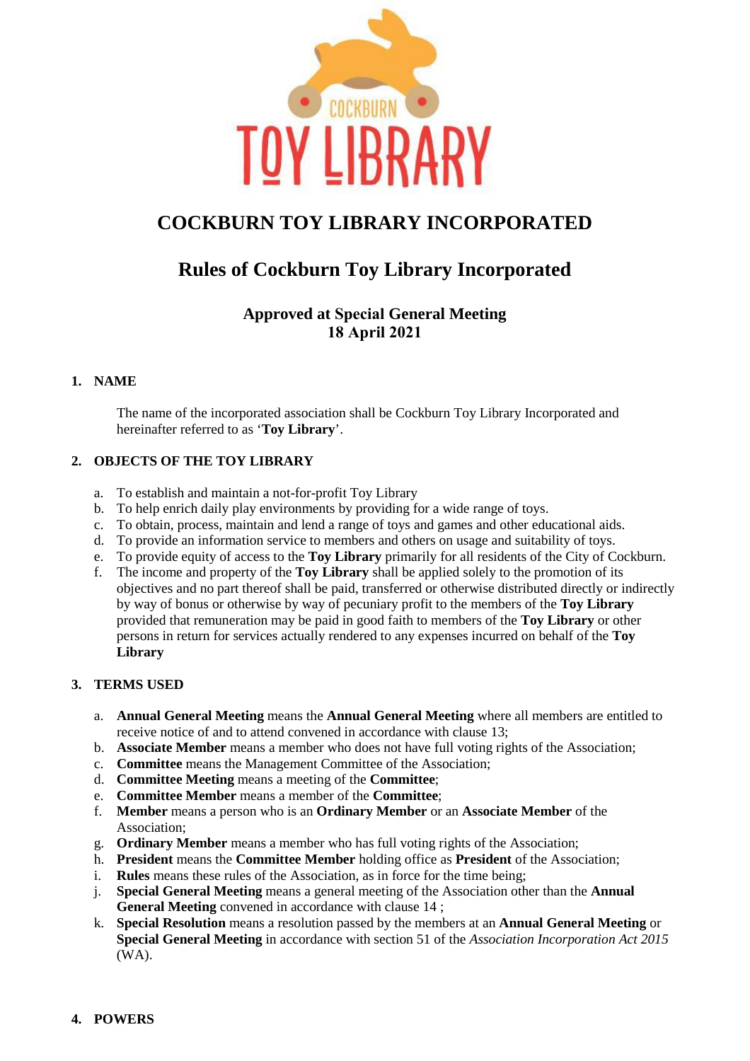# COCKBURN TOY LIBRARY INCORPORATED

## Rules of Cockburn Toy Library Incorporated

### Approved at Special General Meeting
### 18 April 2021

## 1. NAME

The name of the incorporated association shall be Cockburn Toy Library Incorporated and hereinafter referred to as '**Toy Library**'.

## 2. OBJECTS OF THE TOY LIBRARY

a. To establish and maintain a not-for-profit Toy Library
b. To help enrich daily play environments by providing for a wide range of toys.
c. To obtain, process, maintain and lend a range of toys and games and other educational aids.
d. To provide an information service to members and others on usage and suitability of toys.
e. To provide equity of access to the **Toy Library** primarily for all residents of the City of Cockburn.
f. The income and property of the **Toy Library** shall be applied solely to the promotion of its objectives and no part thereof shall be paid, transferred or otherwise distributed directly or indirectly by way of bonus or otherwise by way of pecuniary profit to the members of the **Toy Library** provided that remuneration may be paid in good faith to members of the **Toy Library** or other persons in return for services actually rendered to any expenses incurred on behalf of the **Toy Library**

## 3. TERMS USED

a. **Annual General Meeting** means the **Annual General Meeting** where all members are entitled to receive notice of and to attend convened in accordance with clause 13;
b. **Associate Member** means a member who does not have full voting rights of the Association;
c. **Committee** means the Management Committee of the Association;
d. **Committee Meeting** means a meeting of the **Committee**;
e. **Committee Member** means a member of the **Committee**;
f. **Member** means a person who is an **Ordinary Member** or an **Associate Member** of the Association;
g. **Ordinary Member** means a member who has full voting rights of the Association;
h. **President** means the **Committee Member** holding office as **President** of the Association;
i. **Rules** means these rules of the Association, as in force for the time being;
j. **Special General Meeting** means a general meeting of the Association other than the **Annual General Meeting** convened in accordance with clause 14 ;
k. **Special Resolution** means a resolution passed by the members at an **Annual General Meeting** or **Special General Meeting** in accordance with section 51 of the *Association Incorporation Act 2015* (WA).

## 4. POWERS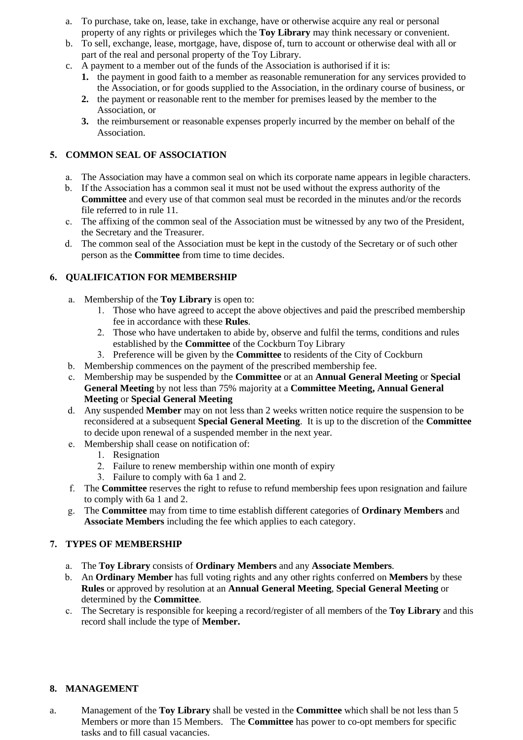a. To purchase, take on, lease, take in exchange, have or otherwise acquire any real or personal property of any rights or privileges which the **Toy Library** may think necessary or convenient.
b. To sell, exchange, lease, mortgage, have, dispose of, turn to account or otherwise deal with all or part of the real and personal property of the Toy Library.
c. A payment to a member out of the funds of the Association is authorised if it is:
   **1.** the payment in good faith to a member as reasonable remuneration for any services provided to the Association, or for goods supplied to the Association, in the ordinary course of business, or
   **2.** the payment or reasonable rent to the member for premises leased by the member to the Association, or
   **3.** the reimbursement or reasonable expenses properly incurred by the member on behalf of the Association.

## 5. COMMON SEAL OF ASSOCIATION

a. The Association may have a common seal on which its corporate name appears in legible characters.
b. If the Association has a common seal it must not be used without the express authority of the **Committee** and every use of that common seal must be recorded in the minutes and/or the records file referred to in rule 11.
c. The affixing of the common seal of the Association must be witnessed by any two of the President, the Secretary and the Treasurer.
d. The common seal of the Association must be kept in the custody of the Secretary or of such other person as the **Committee** from time to time decides.

## 6. QUALIFICATION FOR MEMBERSHIP

a. Membership of the **Toy Library** is open to:
   1. Those who have agreed to accept the above objectives and paid the prescribed membership fee in accordance with these **Rules**.
   2. Those who have undertaken to abide by, observe and fulfil the terms, conditions and rules established by the **Committee** of the Cockburn Toy Library
   3. Preference will be given by the **Committee** to residents of the City of Cockburn
b. Membership commences on the payment of the prescribed membership fee.
c. Membership may be suspended by the **Committee** or at an **Annual General Meeting** or **Special General Meeting** by not less than 75% majority at a **Committee Meeting, Annual General Meeting** or **Special General Meeting**
d. Any suspended **Member** may on not less than 2 weeks written notice require the suspension to be reconsidered at a subsequent **Special General Meeting**. It is up to the discretion of the **Committee** to decide upon renewal of a suspended member in the next year.
e. Membership shall cease on notification of:
   1. Resignation
   2. Failure to renew membership within one month of expiry
   3. Failure to comply with 6a 1 and 2.
f. The **Committee** reserves the right to refuse to refund membership fees upon resignation and failure to comply with 6a 1 and 2.
g. The **Committee** may from time to time establish different categories of **Ordinary Members** and **Associate Members** including the fee which applies to each category.

## 7. TYPES OF MEMBERSHIP

a. The **Toy Library** consists of **Ordinary Members** and any **Associate Members**.
b. An **Ordinary Member** has full voting rights and any other rights conferred on **Members** by these **Rules** or approved by resolution at an **Annual General Meeting**, **Special General Meeting** or determined by the **Committee**.
c. The Secretary is responsible for keeping a record/register of all members of the **Toy Library** and this record shall include the type of **Member.**

## 8. MANAGEMENT

a. Management of the **Toy Library** shall be vested in the **Committee** which shall be not less than 5 Members or more than 15 Members. The **Committee** has power to co-opt members for specific tasks and to fill casual vacancies.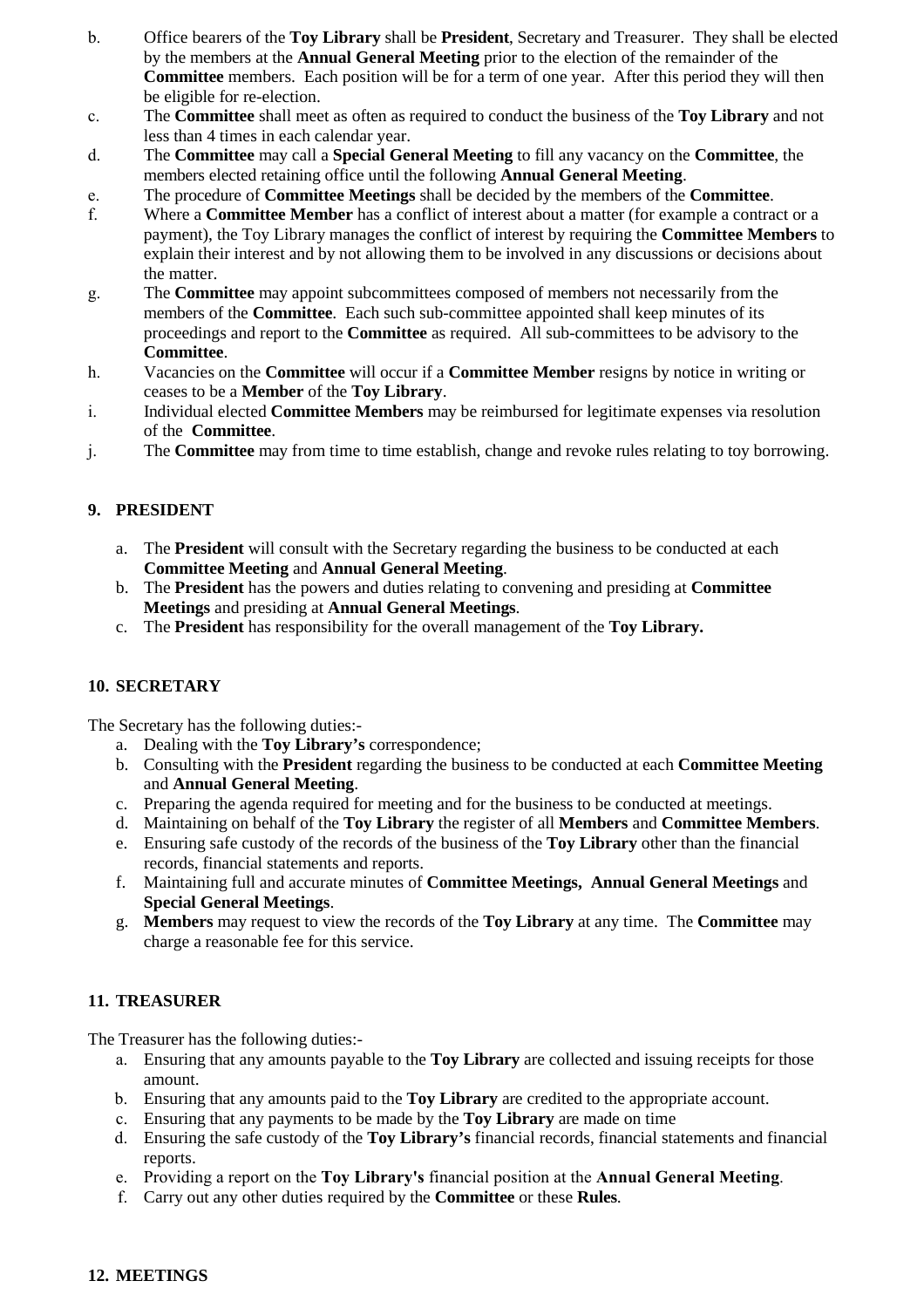b. Office bearers of the **Toy Library** shall be **President**, Secretary and Treasurer. They shall be elected by the members at the **Annual General Meeting** prior to the election of the remainder of the **Committee** members. Each position will be for a term of one year. After this period they will then be eligible for re-election.

c. The **Committee** shall meet as often as required to conduct the business of the **Toy Library** and not less than 4 times in each calendar year.

d. The **Committee** may call a **Special General Meeting** to fill any vacancy on the **Committee**, the members elected retaining office until the following **Annual General Meeting**.

e. The procedure of **Committee Meetings** shall be decided by the members of the **Committee**.

f. Where a **Committee Member** has a conflict of interest about a matter (for example a contract or a payment), the Toy Library manages the conflict of interest by requiring the **Committee Members** to explain their interest and by not allowing them to be involved in any discussions or decisions about the matter.

g. The **Committee** may appoint subcommittees composed of members not necessarily from the members of the **Committee**. Each such sub-committee appointed shall keep minutes of its proceedings and report to the **Committee** as required. All sub-committees to be advisory to the **Committee**.

h. Vacancies on the **Committee** will occur if a **Committee Member** resigns by notice in writing or ceases to be a **Member** of the **Toy Library**.

i. Individual elected **Committee Members** may be reimbursed for legitimate expenses via resolution of the **Committee**.

j. The **Committee** may from time to time establish, change and revoke rules relating to toy borrowing.

## 9. PRESIDENT

a. The **President** will consult with the Secretary regarding the business to be conducted at each **Committee Meeting** and **Annual General Meeting**.

b. The **President** has the powers and duties relating to convening and presiding at **Committee Meetings** and presiding at **Annual General Meetings**.

c. The **President** has responsibility for the overall management of the **Toy Library.**

## 10. SECRETARY

The Secretary has the following duties:-

a. Dealing with the **Toy Library's** correspondence;

b. Consulting with the **President** regarding the business to be conducted at each **Committee Meeting** and **Annual General Meeting**.

c. Preparing the agenda required for meeting and for the business to be conducted at meetings.

d. Maintaining on behalf of the **Toy Library** the register of all **Members** and **Committee Members**.

e. Ensuring safe custody of the records of the business of the **Toy Library** other than the financial records, financial statements and reports.

f. Maintaining full and accurate minutes of **Committee Meetings, Annual General Meetings** and **Special General Meetings**.

g. **Members** may request to view the records of the **Toy Library** at any time. The **Committee** may charge a reasonable fee for this service.

## 11. TREASURER

The Treasurer has the following duties:-

a. Ensuring that any amounts payable to the **Toy Library** are collected and issuing receipts for those amount.

b. Ensuring that any amounts paid to the **Toy Library** are credited to the appropriate account.

c. Ensuring that any payments to be made by the **Toy Library** are made on time

d. Ensuring the safe custody of the **Toy Library's** financial records, financial statements and financial reports.

e. Providing a report on the **Toy Library's** financial position at the **Annual General Meeting**.

f. Carry out any other duties required by the **Committee** or these **Rules**.

## 12. MEETINGS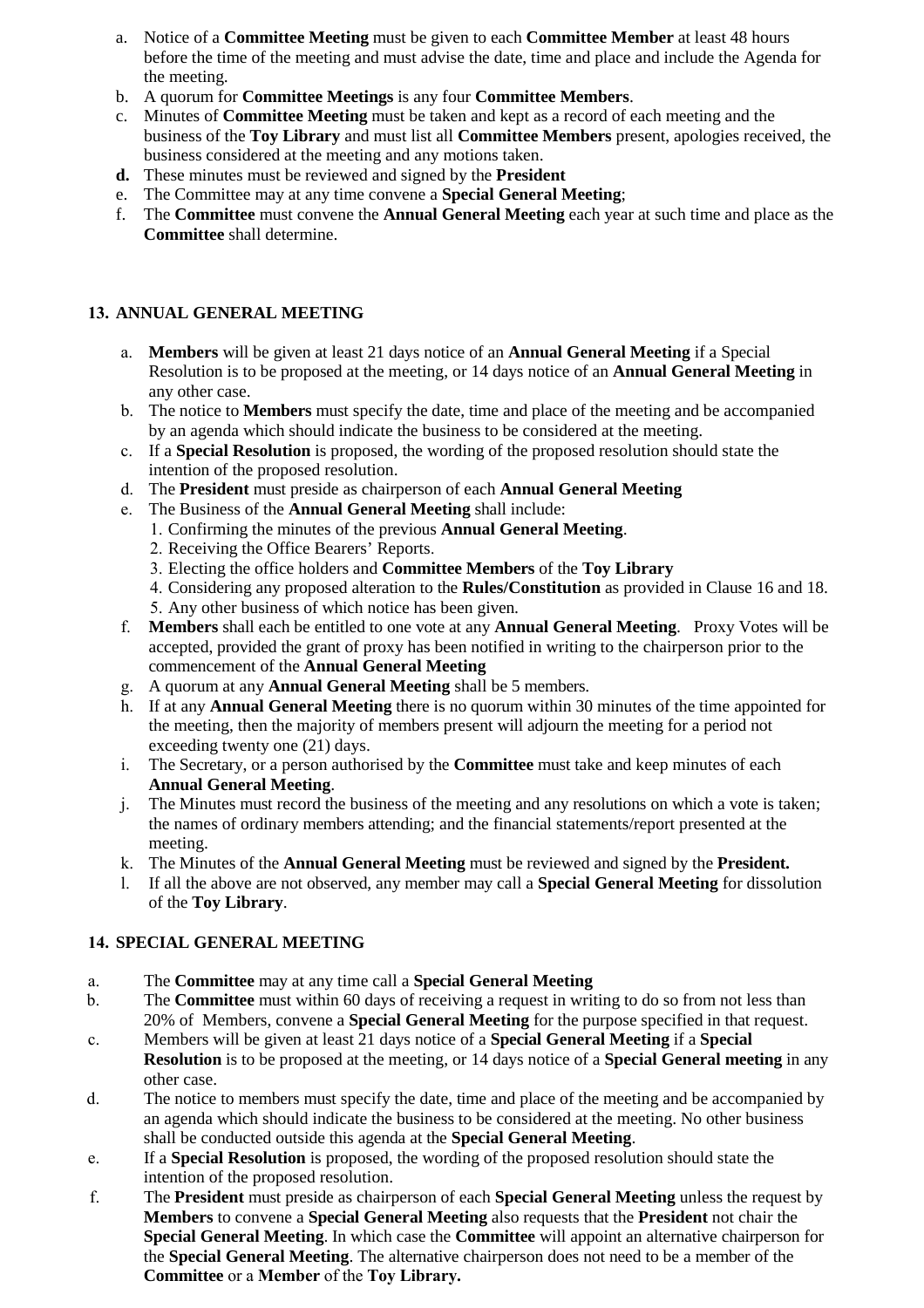a. Notice of a **Committee Meeting** must be given to each **Committee Member** at least 48 hours before the time of the meeting and must advise the date, time and place and include the Agenda for the meeting.
b. A quorum for **Committee Meetings** is any four **Committee Members**.
c. Minutes of **Committee Meeting** must be taken and kept as a record of each meeting and the business of the **Toy Library** and must list all **Committee Members** present, apologies received, the business considered at the meeting and any motions taken.
**d.** These minutes must be reviewed and signed by the **President**
e. The Committee may at any time convene a **Special General Meeting**;
f. The **Committee** must convene the **Annual General Meeting** each year at such time and place as the **Committee** shall determine.

## 13. ANNUAL GENERAL MEETING

a. **Members** will be given at least 21 days notice of an **Annual General Meeting** if a Special Resolution is to be proposed at the meeting, or 14 days notice of an **Annual General Meeting** in any other case.
b. The notice to **Members** must specify the date, time and place of the meeting and be accompanied by an agenda which should indicate the business to be considered at the meeting.
c. If a **Special Resolution** is proposed, the wording of the proposed resolution should state the intention of the proposed resolution.
d. The **President** must preside as chairperson of each **Annual General Meeting**
e. The Business of the **Annual General Meeting** shall include:
   1. Confirming the minutes of the previous **Annual General Meeting**.
   2. Receiving the Office Bearers' Reports.
   3. Electing the office holders and **Committee Members** of the **Toy Library**
   4. Considering any proposed alteration to the **Rules/Constitution** as provided in Clause 16 and 18.
   5. Any other business of which notice has been given.
f. **Members** shall each be entitled to one vote at any **Annual General Meeting**. Proxy Votes will be accepted, provided the grant of proxy has been notified in writing to the chairperson prior to the commencement of the **Annual General Meeting**
g. A quorum at any **Annual General Meeting** shall be 5 members.
h. If at any **Annual General Meeting** there is no quorum within 30 minutes of the time appointed for the meeting, then the majority of members present will adjourn the meeting for a period not exceeding twenty one (21) days.
i. The Secretary, or a person authorised by the **Committee** must take and keep minutes of each **Annual General Meeting**.
j. The Minutes must record the business of the meeting and any resolutions on which a vote is taken; the names of ordinary members attending; and the financial statements/report presented at the meeting.
k. The Minutes of the **Annual General Meeting** must be reviewed and signed by the **President.**
l. If all the above are not observed, any member may call a **Special General Meeting** for dissolution of the **Toy Library**.

## 14. SPECIAL GENERAL MEETING

a. The **Committee** may at any time call a **Special General Meeting**
b. The **Committee** must within 60 days of receiving a request in writing to do so from not less than 20% of Members, convene a **Special General Meeting** for the purpose specified in that request.
c. Members will be given at least 21 days notice of a **Special General Meeting** if a **Special Resolution** is to be proposed at the meeting, or 14 days notice of a **Special General meeting** in any other case.
d. The notice to members must specify the date, time and place of the meeting and be accompanied by an agenda which should indicate the business to be considered at the meeting. No other business shall be conducted outside this agenda at the **Special General Meeting**.
e. If a **Special Resolution** is proposed, the wording of the proposed resolution should state the intention of the proposed resolution.
f. The **President** must preside as chairperson of each **Special General Meeting** unless the request by **Members** to convene a **Special General Meeting** also requests that the **President** not chair the **Special General Meeting**. In which case the **Committee** will appoint an alternative chairperson for the **Special General Meeting**. The alternative chairperson does not need to be a member of the **Committee** or a **Member** of the **Toy Library.**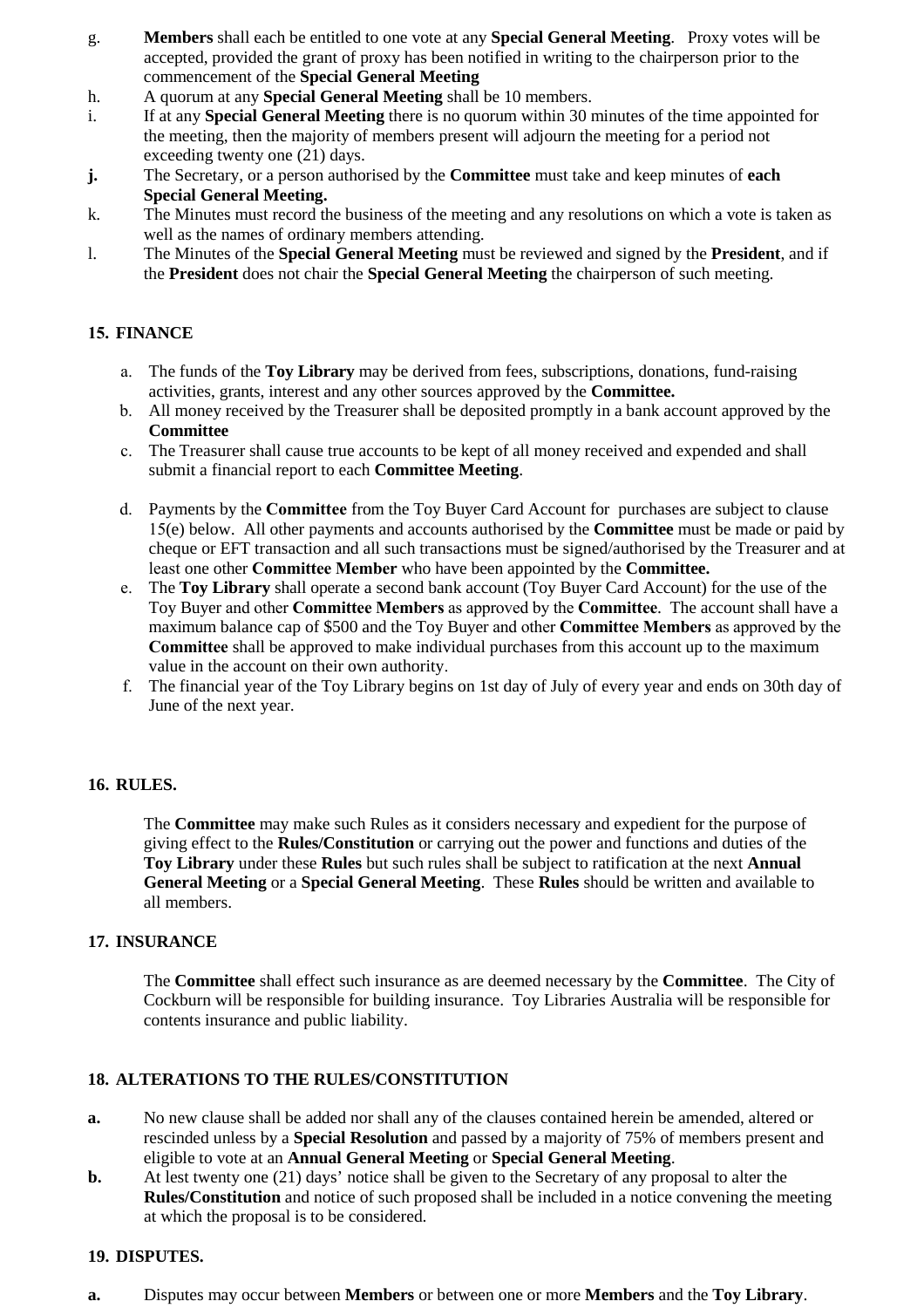g. **Members** shall each be entitled to one vote at any **Special General Meeting**. Proxy votes will be accepted, provided the grant of proxy has been notified in writing to the chairperson prior to the commencement of the **Special General Meeting**

h. A quorum at any **Special General Meeting** shall be 10 members.

i. If at any **Special General Meeting** there is no quorum within 30 minutes of the time appointed for the meeting, then the majority of members present will adjourn the meeting for a period not exceeding twenty one (21) days.

**j.** The Secretary, or a person authorised by the **Committee** must take and keep minutes of **each Special General Meeting.**

k. The Minutes must record the business of the meeting and any resolutions on which a vote is taken as well as the names of ordinary members attending.

l. The Minutes of the **Special General Meeting** must be reviewed and signed by the **President**, and if the **President** does not chair the **Special General Meeting** the chairperson of such meeting.

## 15. FINANCE

a. The funds of the **Toy Library** may be derived from fees, subscriptions, donations, fund-raising activities, grants, interest and any other sources approved by the **Committee.**

b. All money received by the Treasurer shall be deposited promptly in a bank account approved by the **Committee**

c. The Treasurer shall cause true accounts to be kept of all money received and expended and shall submit a financial report to each **Committee Meeting**.

d. Payments by the **Committee** from the Toy Buyer Card Account for purchases are subject to clause 15(e) below. All other payments and accounts authorised by the **Committee** must be made or paid by cheque or EFT transaction and all such transactions must be signed/authorised by the Treasurer and at least one other **Committee Member** who have been appointed by the **Committee.**

e. The **Toy Library** shall operate a second bank account (Toy Buyer Card Account) for the use of the Toy Buyer and other **Committee Members** as approved by the **Committee**. The account shall have a maximum balance cap of $500 and the Toy Buyer and other **Committee Members** as approved by the **Committee** shall be approved to make individual purchases from this account up to the maximum value in the account on their own authority.

f. The financial year of the Toy Library begins on 1st day of July of every year and ends on 30th day of June of the next year.

## 16. RULES.

The **Committee** may make such Rules as it considers necessary and expedient for the purpose of giving effect to the **Rules/Constitution** or carrying out the power and functions and duties of the **Toy Library** under these **Rules** but such rules shall be subject to ratification at the next **Annual General Meeting** or a **Special General Meeting**. These **Rules** should be written and available to all members.

## 17. INSURANCE

The **Committee** shall effect such insurance as are deemed necessary by the **Committee**. The City of Cockburn will be responsible for building insurance. Toy Libraries Australia will be responsible for contents insurance and public liability.

## 18. ALTERATIONS TO THE RULES/CONSTITUTION

**a.** No new clause shall be added nor shall any of the clauses contained herein be amended, altered or rescinded unless by a **Special Resolution** and passed by a majority of 75% of members present and eligible to vote at an **Annual General Meeting** or **Special General Meeting**.

**b.** At lest twenty one (21) days' notice shall be given to the Secretary of any proposal to alter the **Rules/Constitution** and notice of such proposed shall be included in a notice convening the meeting at which the proposal is to be considered.

## 19. DISPUTES.

**a.** Disputes may occur between **Members** or between one or more **Members** and the **Toy Library**.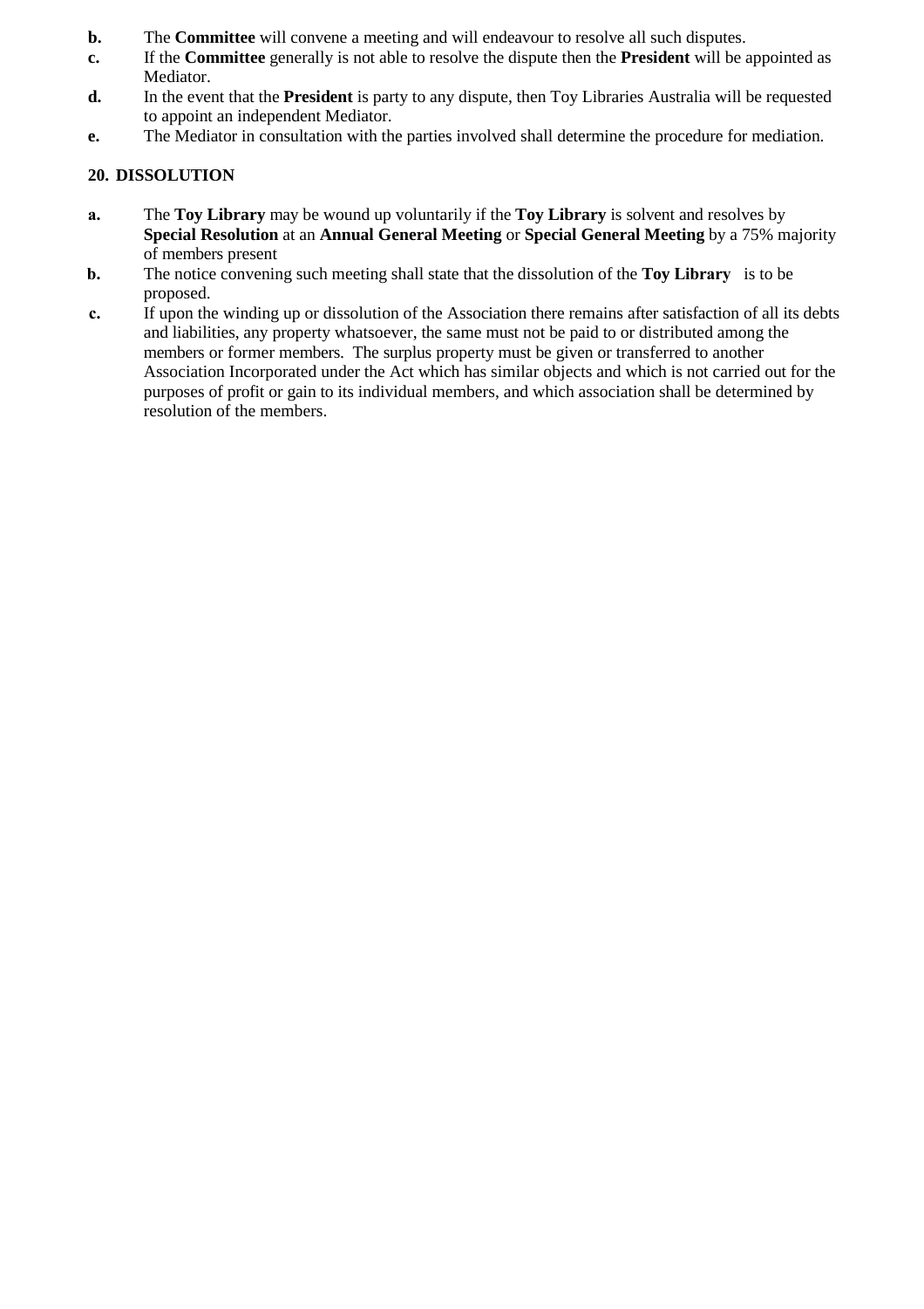**b.** The **Committee** will convene a meeting and will endeavour to resolve all such disputes.

**c.** If the **Committee** generally is not able to resolve the dispute then the **President** will be appointed as Mediator.

**d.** In the event that the **President** is party to any dispute, then Toy Libraries Australia will be requested to appoint an independent Mediator.

**e.** The Mediator in consultation with the parties involved shall determine the procedure for mediation.

## 20. DISSOLUTION

**a.** The **Toy Library** may be wound up voluntarily if the **Toy Library** is solvent and resolves by **Special Resolution** at an **Annual General Meeting** or **Special General Meeting** by a 75% majority of members present

**b.** The notice convening such meeting shall state that the dissolution of the **Toy Library** is to be proposed.

**c.** If upon the winding up or dissolution of the Association there remains after satisfaction of all its debts and liabilities, any property whatsoever, the same must not be paid to or distributed among the members or former members. The surplus property must be given or transferred to another Association Incorporated under the Act which has similar objects and which is not carried out for the purposes of profit or gain to its individual members, and which association shall be determined by resolution of the members.